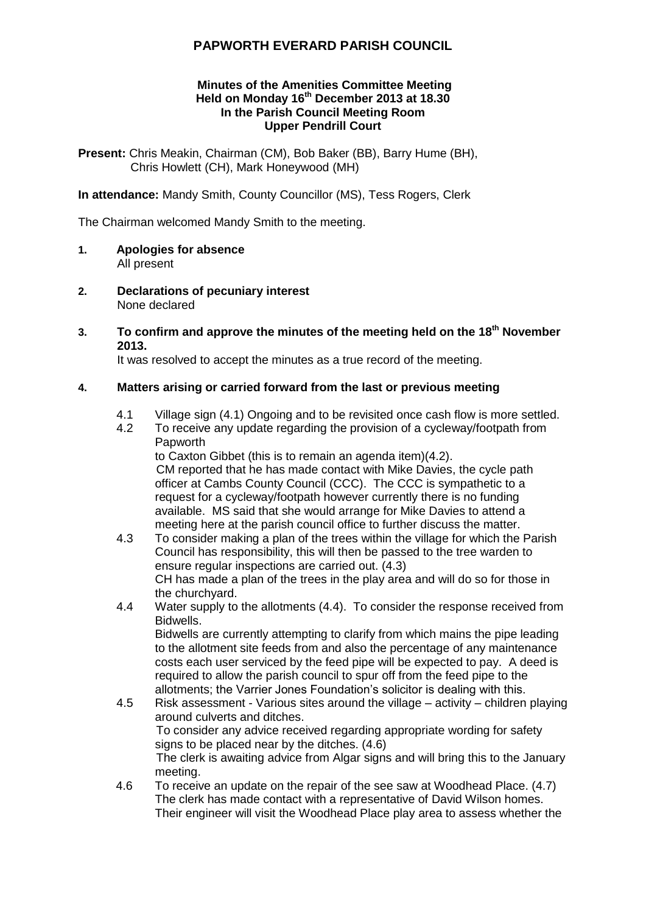# PAPWORTH EVERARD PARISH COUNCIL

**Minutes of the Amenities Committee Meeting**
**Held on Monday 16th December 2013 at 18.30**
**In the Parish Council Meeting Room**
**Upper Pendrill Court**

**Present:** Chris Meakin, Chairman (CM), Bob Baker (BB), Barry Hume (BH), Chris Howlett (CH), Mark Honeywood (MH)

**In attendance:** Mandy Smith, County Councillor (MS), Tess Rogers, Clerk

The Chairman welcomed Mandy Smith to the meeting.

**1. Apologies for absence**
All present

**2. Declarations of pecuniary interest**
None declared

**3. To confirm and approve the minutes of the meeting held on the 18th November 2013.**
It was resolved to accept the minutes as a true record of the meeting.

**4. Matters arising or carried forward from the last or previous meeting**

4.1 Village sign (4.1) Ongoing and to be revisited once cash flow is more settled.

4.2 To receive any update regarding the provision of a cycleway/footpath from Papworth to Caxton Gibbet (this is to remain an agenda item)(4.2).
CM reported that he has made contact with Mike Davies, the cycle path officer at Cambs County Council (CCC). The CCC is sympathetic to a request for a cycleway/footpath however currently there is no funding available. MS said that she would arrange for Mike Davies to attend a meeting here at the parish council office to further discuss the matter.

4.3 To consider making a plan of the trees within the village for which the Parish Council has responsibility, this will then be passed to the tree warden to ensure regular inspections are carried out. (4.3)
CH has made a plan of the trees in the play area and will do so for those in the churchyard.

4.4 Water supply to the allotments (4.4). To consider the response received from Bidwells.
Bidwells are currently attempting to clarify from which mains the pipe leading to the allotment site feeds from and also the percentage of any maintenance costs each user serviced by the feed pipe will be expected to pay. A deed is required to allow the parish council to spur off from the feed pipe to the allotments; the Varrier Jones Foundation's solicitor is dealing with this.

4.5 Risk assessment - Various sites around the village – activity – children playing around culverts and ditches.
To consider any advice received regarding appropriate wording for safety signs to be placed near by the ditches. (4.6)
The clerk is awaiting advice from Algar signs and will bring this to the January meeting.

4.6 To receive an update on the repair of the see saw at Woodhead Place. (4.7)
The clerk has made contact with a representative of David Wilson homes. Their engineer will visit the Woodhead Place play area to assess whether the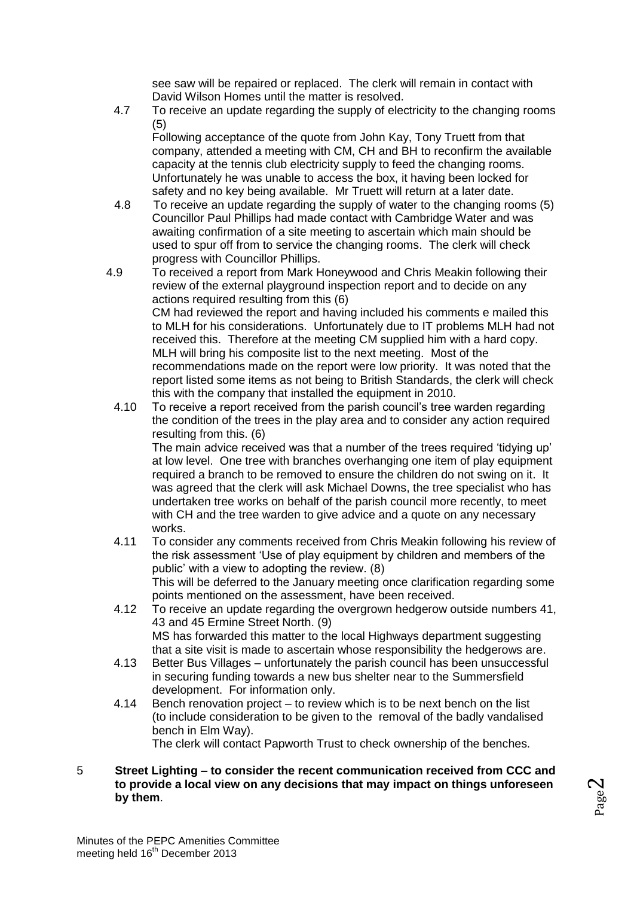see saw will be repaired or replaced. The clerk will remain in contact with David Wilson Homes until the matter is resolved.

4.7 To receive an update regarding the supply of electricity to the changing rooms (5)

Following acceptance of the quote from John Kay, Tony Truett from that company, attended a meeting with CM, CH and BH to reconfirm the available capacity at the tennis club electricity supply to feed the changing rooms. Unfortunately he was unable to access the box, it having been locked for safety and no key being available. Mr Truett will return at a later date.

4.8 To receive an update regarding the supply of water to the changing rooms (5)

Councillor Paul Phillips had made contact with Cambridge Water and was awaiting confirmation of a site meeting to ascertain which main should be used to spur off from to service the changing rooms. The clerk will check progress with Councillor Phillips.

4.9 To received a report from Mark Honeywood and Chris Meakin following their review of the external playground inspection report and to decide on any actions required resulting from this (6)

CM had reviewed the report and having included his comments e mailed this to MLH for his considerations. Unfortunately due to IT problems MLH had not received this. Therefore at the meeting CM supplied him with a hard copy. MLH will bring his composite list to the next meeting. Most of the recommendations made on the report were low priority. It was noted that the report listed some items as not being to British Standards, the clerk will check this with the company that installed the equipment in 2010.

4.10 To receive a report received from the parish council's tree warden regarding the condition of the trees in the play area and to consider any action required resulting from this. (6)

The main advice received was that a number of the trees required 'tidying up' at low level. One tree with branches overhanging one item of play equipment required a branch to be removed to ensure the children do not swing on it. It was agreed that the clerk will ask Michael Downs, the tree specialist who has undertaken tree works on behalf of the parish council more recently, to meet with CH and the tree warden to give advice and a quote on any necessary works.

4.11 To consider any comments received from Chris Meakin following his review of the risk assessment 'Use of play equipment by children and members of the public' with a view to adopting the review. (8)

This will be deferred to the January meeting once clarification regarding some points mentioned on the assessment, have been received.

4.12 To receive an update regarding the overgrown hedgerow outside numbers 41, 43 and 45 Ermine Street North. (9)

MS has forwarded this matter to the local Highways department suggesting that a site visit is made to ascertain whose responsibility the hedgerows are.

4.13 Better Bus Villages – unfortunately the parish council has been unsuccessful in securing funding towards a new bus shelter near to the Summersfield development. For information only.

4.14 Bench renovation project – to review which is to be next bench on the list (to include consideration to be given to the removal of the badly vandalised bench in Elm Way).

The clerk will contact Papworth Trust to check ownership of the benches.

**5 Street Lighting – to consider the recent communication received from CCC and to provide a local view on any decisions that may impact on things unforeseen by them**.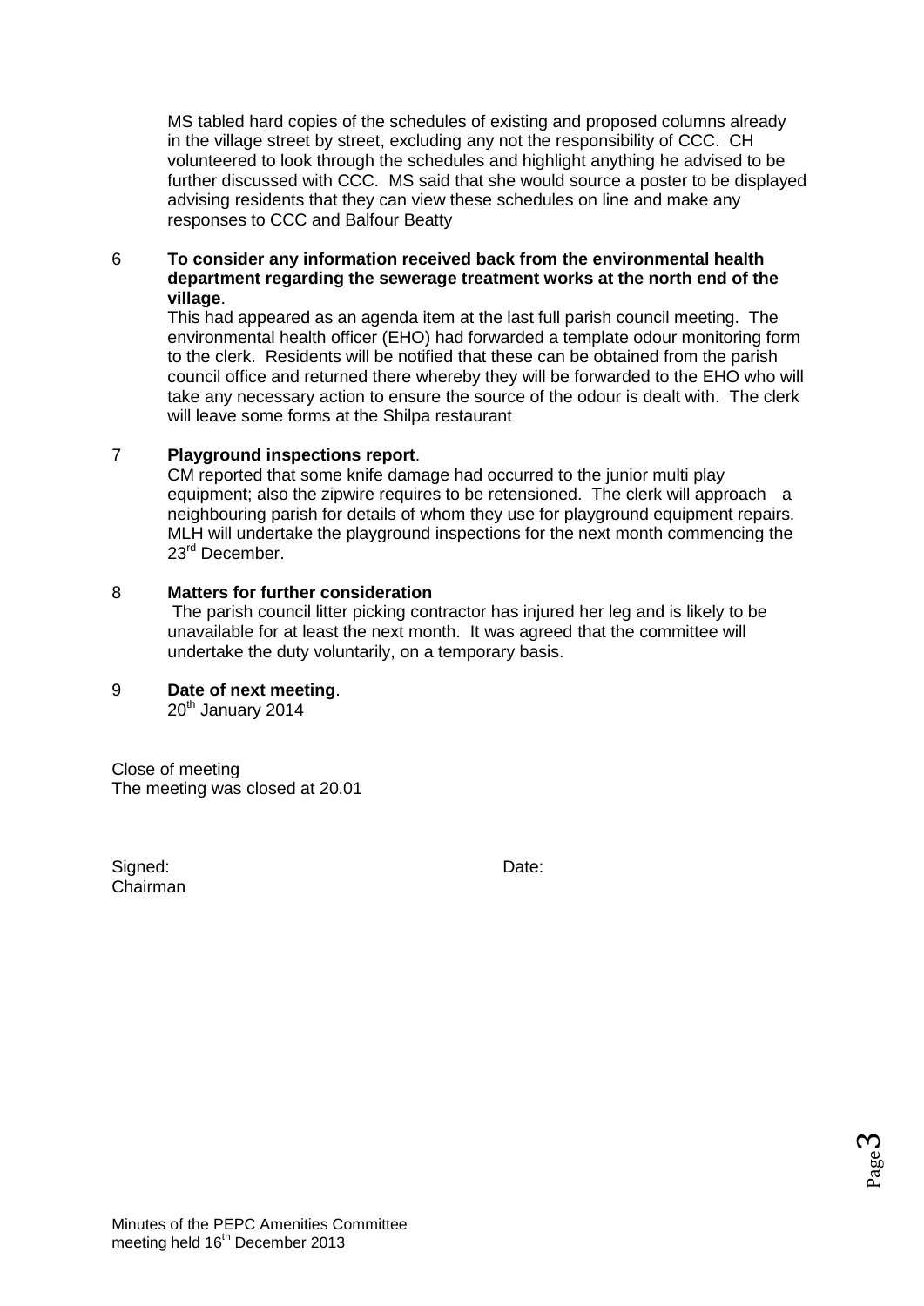MS tabled hard copies of the schedules of existing and proposed columns already in the village street by street, excluding any not the responsibility of CCC. CH volunteered to look through the schedules and highlight anything he advised to be further discussed with CCC. MS said that she would source a poster to be displayed advising residents that they can view these schedules on line and make any responses to CCC and Balfour Beatty

6 **To consider any information received back from the environmental health department regarding the sewerage treatment works at the north end of the village**.

This had appeared as an agenda item at the last full parish council meeting. The environmental health officer (EHO) had forwarded a template odour monitoring form to the clerk. Residents will be notified that these can be obtained from the parish council office and returned there whereby they will be forwarded to the EHO who will take any necessary action to ensure the source of the odour is dealt with. The clerk will leave some forms at the Shilpa restaurant

7 **Playground inspections report**.

CM reported that some knife damage had occurred to the junior multi play equipment; also the zipwire requires to be retensioned. The clerk will approach a neighbouring parish for details of whom they use for playground equipment repairs. MLH will undertake the playground inspections for the next month commencing the 23rd December.

8 **Matters for further consideration**

The parish council litter picking contractor has injured her leg and is likely to be unavailable for at least the next month. It was agreed that the committee will undertake the duty voluntarily, on a temporary basis.

9 **Date of next meeting**.

20th January 2014

Close of meeting
The meeting was closed at 20.01

Signed: Date:
Chairman